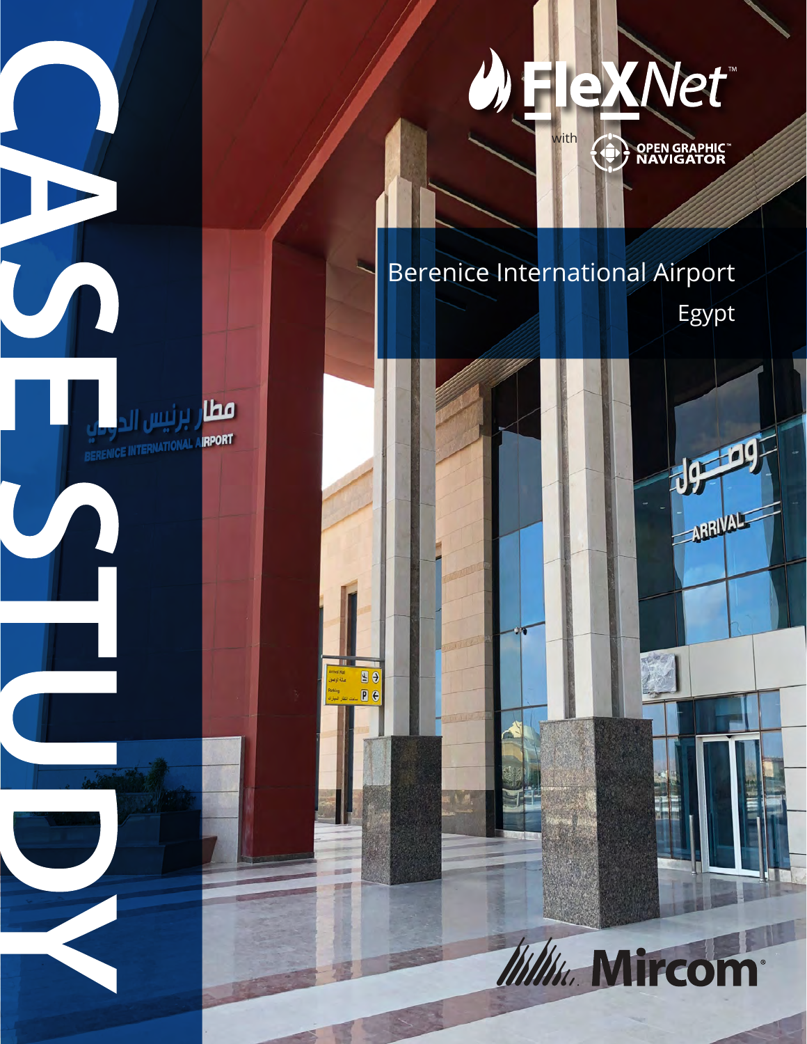# CASE STUDY

FleXNet™ with OPEN GRAPHIC™ NAVIGATOR

## Berenice International Airport

Egypt

Mircom®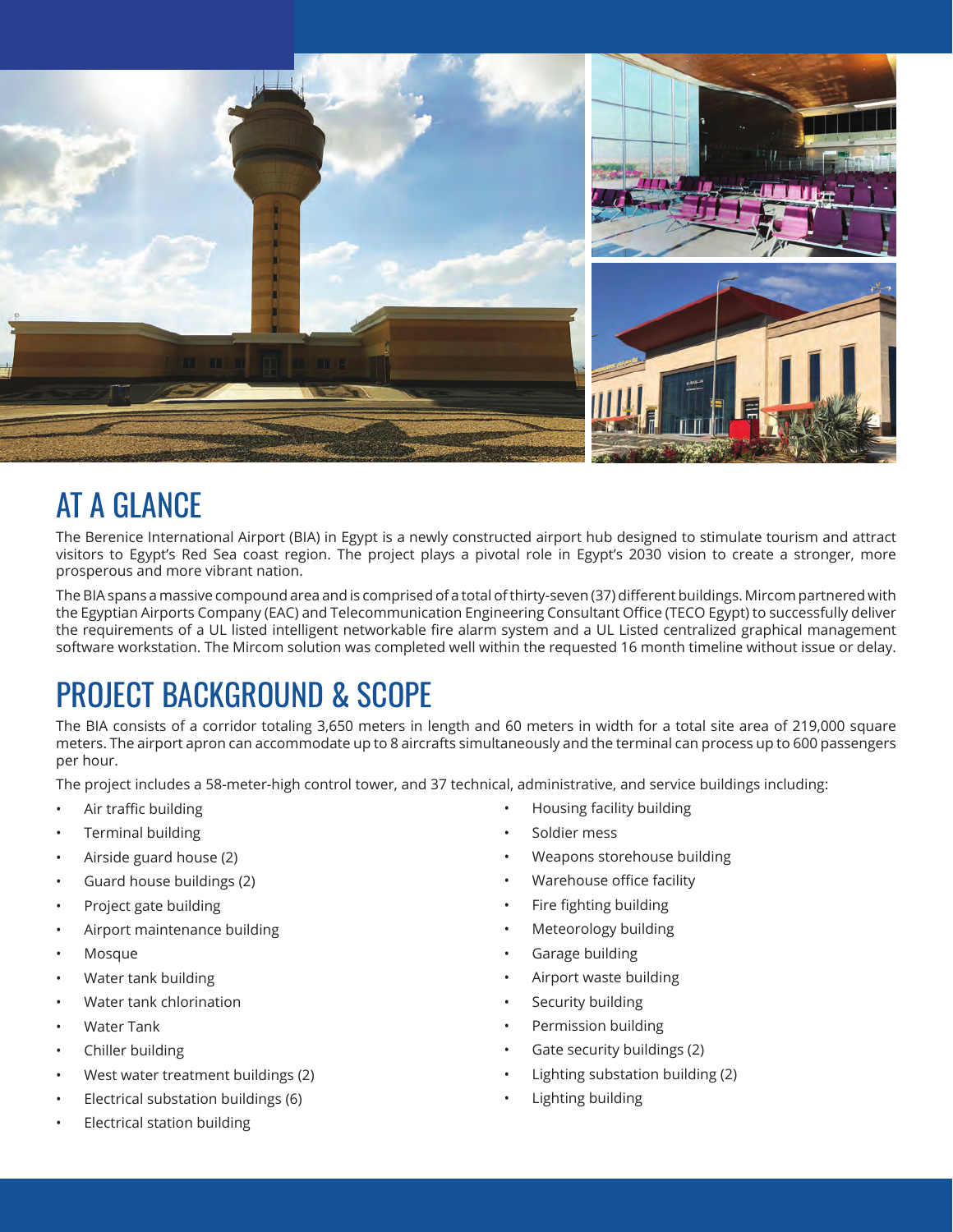## AT A GLANCE

The Berenice International Airport (BIA) in Egypt is a newly constructed airport hub designed to stimulate tourism and attract visitors to Egypt's Red Sea coast region. The project plays a pivotal role in Egypt's 2030 vision to create a stronger, more prosperous and more vibrant nation.

The BIA spans a massive compound area and is comprised of a total of thirty-seven (37) different buildings. Mircom partnered with the Egyptian Airports Company (EAC) and Telecommunication Engineering Consultant Office (TECO Egypt) to successfully deliver the requirements of a UL listed intelligent networkable fire alarm system and a UL Listed centralized graphical management software workstation. The Mircom solution was completed well within the requested 16 month timeline without issue or delay.

## PROJECT BACKGROUND & SCOPE

The BIA consists of a corridor totaling 3,650 meters in length and 60 meters in width for a total site area of 219,000 square meters. The airport apron can accommodate up to 8 aircrafts simultaneously and the terminal can process up to 600 passengers per hour.

The project includes a 58-meter-high control tower, and 37 technical, administrative, and service buildings including:

- Air traffic building
- Terminal building
- Airside guard house (2)
- Guard house buildings (2)
- Project gate building
- Airport maintenance building
- Mosque
- Water tank building
- Water tank chlorination
- Water Tank
- Chiller building
- West water treatment buildings (2)
- Electrical substation buildings (6)
- Electrical station building
- Housing facility building
- Soldier mess
- Weapons storehouse building
- Warehouse office facility
- Fire fighting building
- Meteorology building
- Garage building
- Airport waste building
- Security building
- Permission building
- Gate security buildings (2)
- Lighting substation building (2)
- Lighting building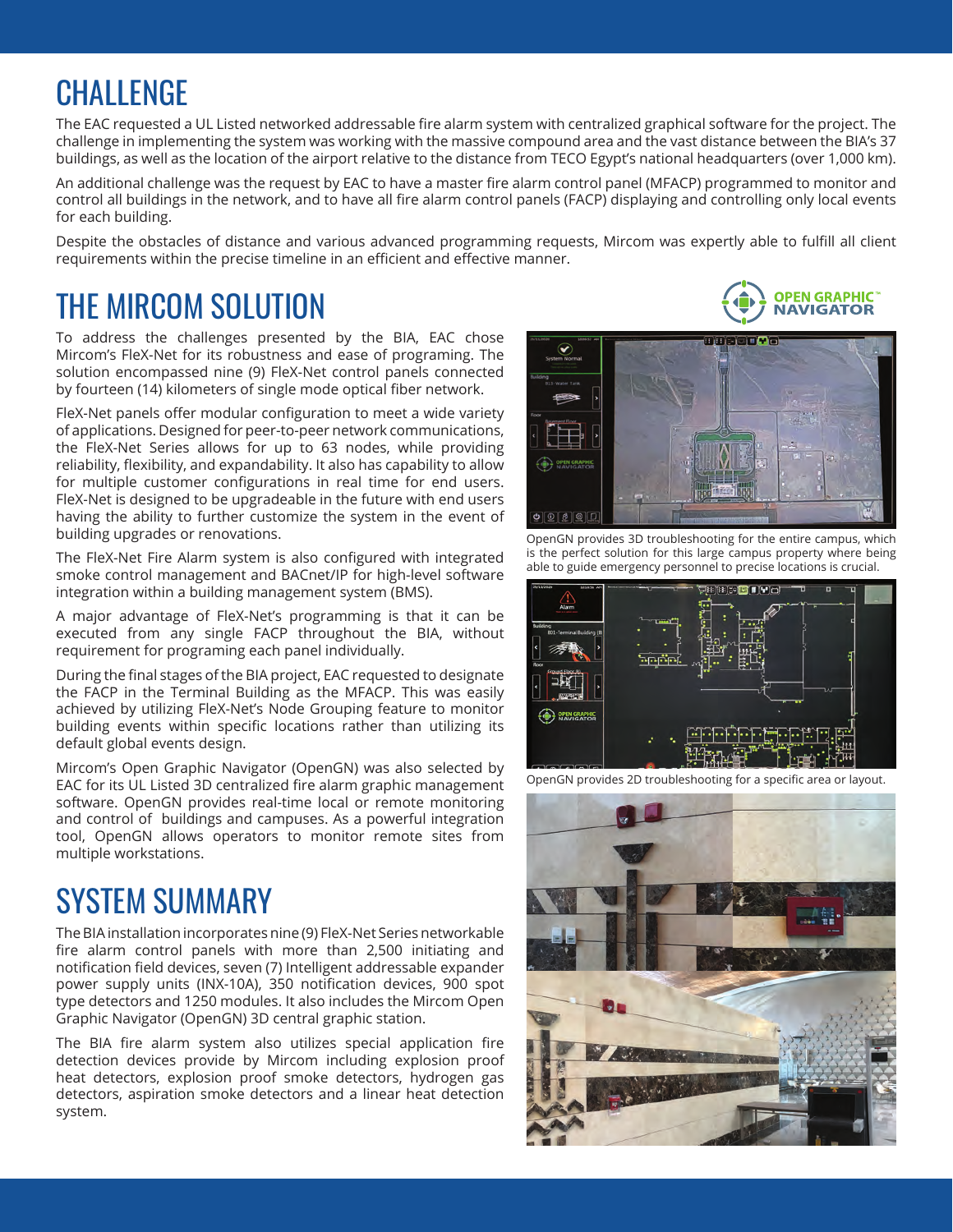# CHALLENGE

The EAC requested a UL Listed networked addressable fire alarm system with centralized graphical software for the project. The challenge in implementing the system was working with the massive compound area and the vast distance between the BIA's 37 buildings, as well as the location of the airport relative to the distance from TECO Egypt's national headquarters (over 1,000 km).

An additional challenge was the request by EAC to have a master fire alarm control panel (MFACP) programmed to monitor and control all buildings in the network, and to have all fire alarm control panels (FACP) displaying and controlling only local events for each building.

Despite the obstacles of distance and various advanced programming requests, Mircom was expertly able to fulfill all client requirements within the precise timeline in an efficient and effective manner.

# THE MIRCOM SOLUTION

To address the challenges presented by the BIA, EAC chose Mircom's FleX-Net for its robustness and ease of programing. The solution encompassed nine (9) FleX-Net control panels connected by fourteen (14) kilometers of single mode optical fiber network.

FleX-Net panels offer modular configuration to meet a wide variety of applications. Designed for peer-to-peer network communications, the FleX-Net Series allows for up to 63 nodes, while providing reliability, flexibility, and expandability. It also has capability to allow for multiple customer configurations in real time for end users. FleX-Net is designed to be upgradeable in the future with end users having the ability to further customize the system in the event of building upgrades or renovations.

The FleX-Net Fire Alarm system is also configured with integrated smoke control management and BACnet/IP for high-level software integration within a building management system (BMS).

A major advantage of FleX-Net's programming is that it can be executed from any single FACP throughout the BIA, without requirement for programing each panel individually.

During the final stages of the BIA project, EAC requested to designate the FACP in the Terminal Building as the MFACP. This was easily achieved by utilizing FleX-Net's Node Grouping feature to monitor building events within specific locations rather than utilizing its default global events design.

Mircom's Open Graphic Navigator (OpenGN) was also selected by EAC for its UL Listed 3D centralized fire alarm graphic management software. OpenGN provides real-time local or remote monitoring and control of buildings and campuses. As a powerful integration tool, OpenGN allows operators to monitor remote sites from multiple workstations.

OpenGN provides 3D troubleshooting for the entire campus, which is the perfect solution for this large campus property where being able to guide emergency personnel to precise locations is crucial.

OpenGN provides 2D troubleshooting for a specific area or layout.

# SYSTEM SUMMARY

The BIA installation incorporates nine (9) FleX-Net Series networkable fire alarm control panels with more than 2,500 initiating and notification field devices, seven (7) Intelligent addressable expander power supply units (INX-10A), 350 notification devices, 900 spot type detectors and 1250 modules. It also includes the Mircom Open Graphic Navigator (OpenGN) 3D central graphic station.

The BIA fire alarm system also utilizes special application fire detection devices provide by Mircom including explosion proof heat detectors, explosion proof smoke detectors, hydrogen gas detectors, aspiration smoke detectors and a linear heat detection system.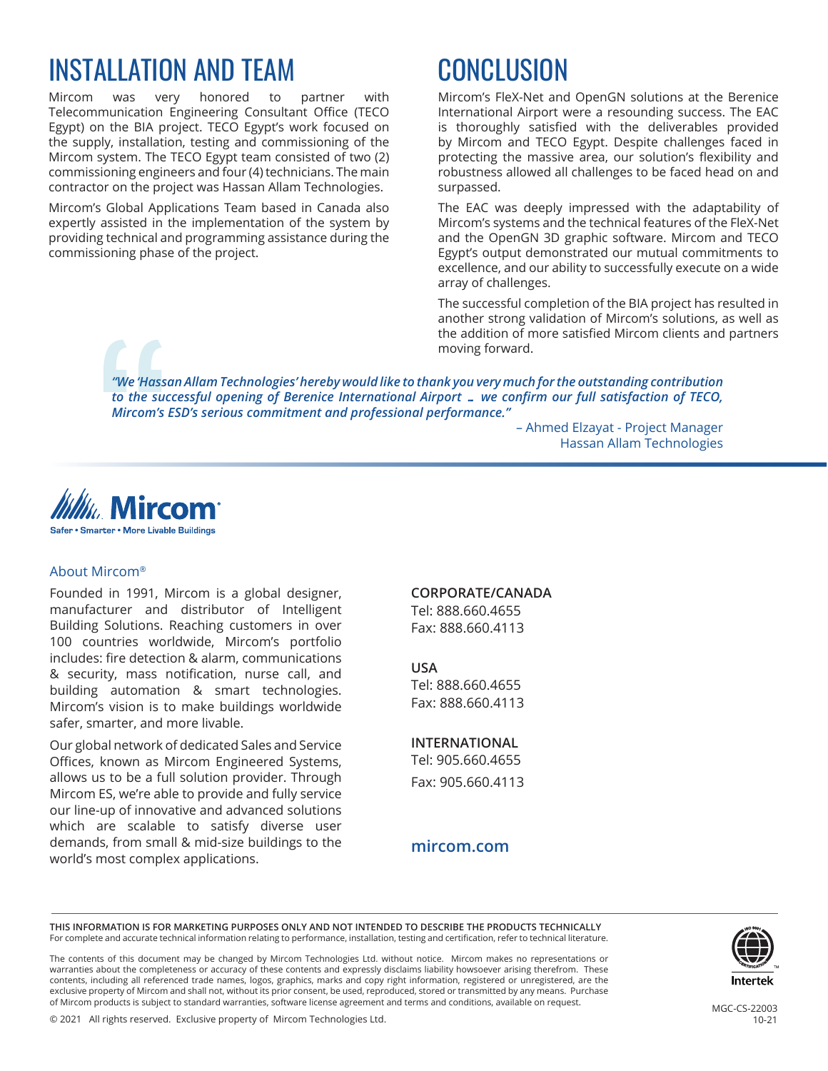## INSTALLATION AND TEAM

Mircom was very honored to partner with Telecommunication Engineering Consultant Office (TECO Egypt) on the BIA project. TECO Egypt's work focused on the supply, installation, testing and commissioning of the Mircom system. The TECO Egypt team consisted of two (2) commissioning engineers and four (4) technicians. The main contractor on the project was Hassan Allam Technologies.

Mircom's Global Applications Team based in Canada also expertly assisted in the implementation of the system by providing technical and programming assistance during the commissioning phase of the project.

## CONCLUSION

Mircom's FleX-Net and OpenGN solutions at the Berenice International Airport were a resounding success. The EAC is thoroughly satisfied with the deliverables provided by Mircom and TECO Egypt. Despite challenges faced in protecting the massive area, our solution's flexibility and robustness allowed all challenges to be faced head on and surpassed.

The EAC was deeply impressed with the adaptability of Mircom's systems and the technical features of the FleX-Net and the OpenGN 3D graphic software. Mircom and TECO Egypt's output demonstrated our mutual commitments to excellence, and our ability to successfully execute on a wide array of challenges.

The successful completion of the BIA project has resulted in another strong validation of Mircom's solutions, as well as the addition of more satisfied Mircom clients and partners moving forward.

***"We 'Hassan Allam Technologies' hereby would like to thank you very much for the outstanding contribution to the successful opening of Berenice International Airport … we confirm our full satisfaction of TECO, Mircom's ESD's serious commitment and professional performance."***

– Ahmed Elzayat - Project Manager
Hassan Allam Technologies

Mircom
Safer • Smarter • More Livable Buildings

### About Mircom®

Founded in 1991, Mircom is a global designer, manufacturer and distributor of Intelligent Building Solutions. Reaching customers in over 100 countries worldwide, Mircom's portfolio includes: fire detection & alarm, communications & security, mass notification, nurse call, and building automation & smart technologies. Mircom's vision is to make buildings worldwide safer, smarter, and more livable.

Our global network of dedicated Sales and Service Offices, known as Mircom Engineered Systems, allows us to be a full solution provider. Through Mircom ES, we're able to provide and fully service our line-up of innovative and advanced solutions which are scalable to satisfy diverse user demands, from small & mid-size buildings to the world's most complex applications.

**CORPORATE/CANADA**
Tel: 888.660.4655
Fax: 888.660.4113

**USA**
Tel: 888.660.4655
Fax: 888.660.4113

**INTERNATIONAL**
Tel: 905.660.4655
Fax: 905.660.4113

**mircom.com**

**THIS INFORMATION IS FOR MARKETING PURPOSES ONLY AND NOT INTENDED TO DESCRIBE THE PRODUCTS TECHNICALLY**
For complete and accurate technical information relating to performance, installation, testing and certification, refer to technical literature.

The contents of this document may be changed by Mircom Technologies Ltd. without notice. Mircom makes no representations or warranties about the completeness or accuracy of these contents and expressly disclaims liability howsoever arising therefrom. These contents, including all referenced trade names, logos, graphics, marks and copy right information, registered or unregistered, are the exclusive property of Mircom and shall not, without its prior consent, be used, reproduced, stored or transmitted by any means. Purchase of Mircom products is subject to standard warranties, software license agreement and terms and conditions, available on request.

© 2021 All rights reserved. Exclusive property of Mircom Technologies Ltd.

Intertek

MGC-CS-22003
10-21